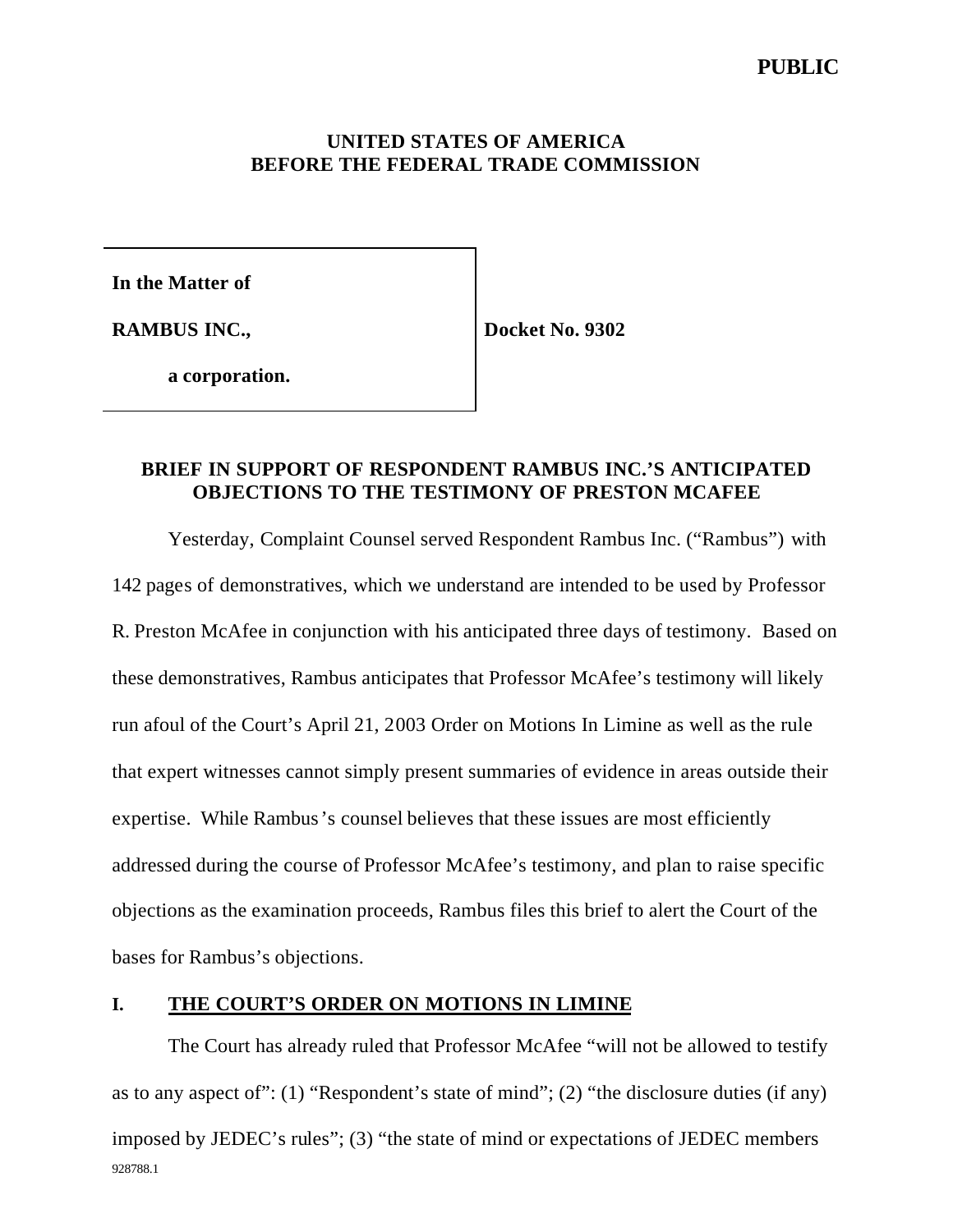**PUBLIC**

**UNITED STATES OF AMERICA**
**BEFORE THE FEDERAL TRADE COMMISSION**

| | |
|---|---|
| **In the Matter of**<br><br>**RAMBUS INC.,**<br><br>**a corporation.** | **Docket No. 9302** |

## BRIEF IN SUPPORT OF RESPONDENT RAMBUS INC.'S ANTICIPATED OBJECTIONS TO THE TESTIMONY OF PRESTON MCAFEE

Yesterday, Complaint Counsel served Respondent Rambus Inc. ("Rambus") with 142 pages of demonstratives, which we understand are intended to be used by Professor R. Preston McAfee in conjunction with his anticipated three days of testimony. Based on these demonstratives, Rambus anticipates that Professor McAfee's testimony will likely run afoul of the Court's April 21, 2003 Order on Motions In Limine as well as the rule that expert witnesses cannot simply present summaries of evidence in areas outside their expertise. While Rambus's counsel believes that these issues are most efficiently addressed during the course of Professor McAfee's testimony, and plan to raise specific objections as the examination proceeds, Rambus files this brief to alert the Court of the bases for Rambus's objections.

### I. THE COURT'S ORDER ON MOTIONS IN LIMINE

The Court has already ruled that Professor McAfee "will not be allowed to testify as to any aspect of": (1) "Respondent's state of mind"; (2) "the disclosure duties (if any) imposed by JEDEC's rules"; (3) "the state of mind or expectations of JEDEC members

928788.1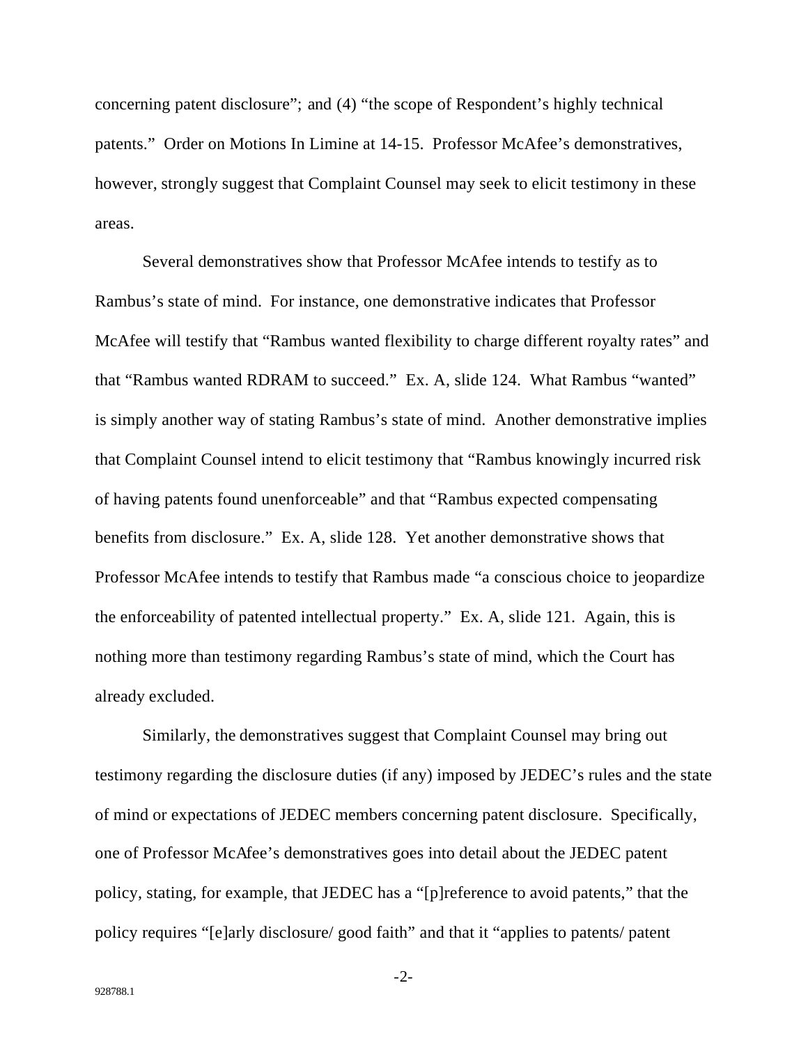concerning patent disclosure"; and (4) "the scope of Respondent's highly technical patents." Order on Motions In Limine at 14-15. Professor McAfee's demonstratives, however, strongly suggest that Complaint Counsel may seek to elicit testimony in these areas.

Several demonstratives show that Professor McAfee intends to testify as to Rambus's state of mind. For instance, one demonstrative indicates that Professor McAfee will testify that "Rambus wanted flexibility to charge different royalty rates" and that "Rambus wanted RDRAM to succeed." Ex. A, slide 124. What Rambus "wanted" is simply another way of stating Rambus's state of mind. Another demonstrative implies that Complaint Counsel intend to elicit testimony that "Rambus knowingly incurred risk of having patents found unenforceable" and that "Rambus expected compensating benefits from disclosure." Ex. A, slide 128. Yet another demonstrative shows that Professor McAfee intends to testify that Rambus made "a conscious choice to jeopardize the enforceability of patented intellectual property." Ex. A, slide 121. Again, this is nothing more than testimony regarding Rambus's state of mind, which the Court has already excluded.

Similarly, the demonstratives suggest that Complaint Counsel may bring out testimony regarding the disclosure duties (if any) imposed by JEDEC's rules and the state of mind or expectations of JEDEC members concerning patent disclosure. Specifically, one of Professor McAfee's demonstratives goes into detail about the JEDEC patent policy, stating, for example, that JEDEC has a "[p]reference to avoid patents," that the policy requires "[e]arly disclosure/ good faith" and that it "applies to patents/ patent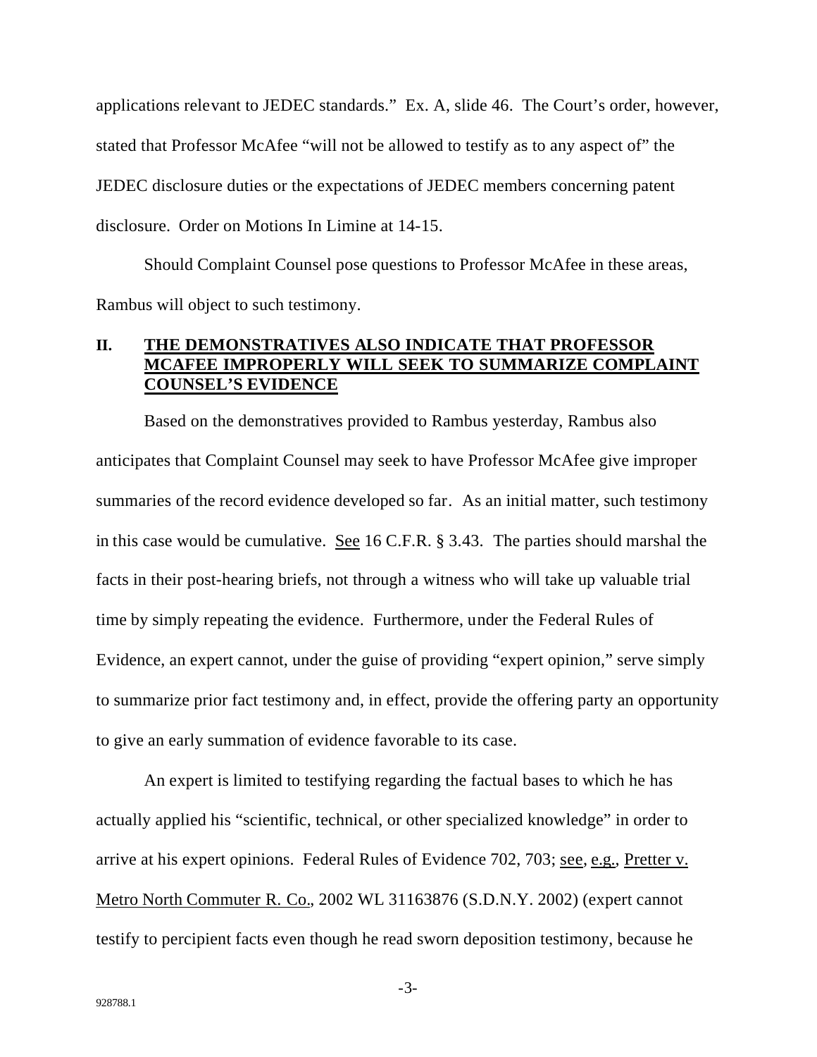applications relevant to JEDEC standards." Ex. A, slide 46. The Court's order, however, stated that Professor McAfee "will not be allowed to testify as to any aspect of" the JEDEC disclosure duties or the expectations of JEDEC members concerning patent disclosure. Order on Motions In Limine at 14-15.

Should Complaint Counsel pose questions to Professor McAfee in these areas, Rambus will object to such testimony.

## II. THE DEMONSTRATIVES ALSO INDICATE THAT PROFESSOR MCAFEE IMPROPERLY WILL SEEK TO SUMMARIZE COMPLAINT COUNSEL'S EVIDENCE

Based on the demonstratives provided to Rambus yesterday, Rambus also anticipates that Complaint Counsel may seek to have Professor McAfee give improper summaries of the record evidence developed so far. As an initial matter, such testimony in this case would be cumulative. See 16 C.F.R. § 3.43. The parties should marshal the facts in their post-hearing briefs, not through a witness who will take up valuable trial time by simply repeating the evidence. Furthermore, under the Federal Rules of Evidence, an expert cannot, under the guise of providing "expert opinion," serve simply to summarize prior fact testimony and, in effect, provide the offering party an opportunity to give an early summation of evidence favorable to its case.

An expert is limited to testifying regarding the factual bases to which he has actually applied his "scientific, technical, or other specialized knowledge" in order to arrive at his expert opinions. Federal Rules of Evidence 702, 703; see, e.g., Pretter v. Metro North Commuter R. Co., 2002 WL 31163876 (S.D.N.Y. 2002) (expert cannot testify to percipient facts even though he read sworn deposition testimony, because he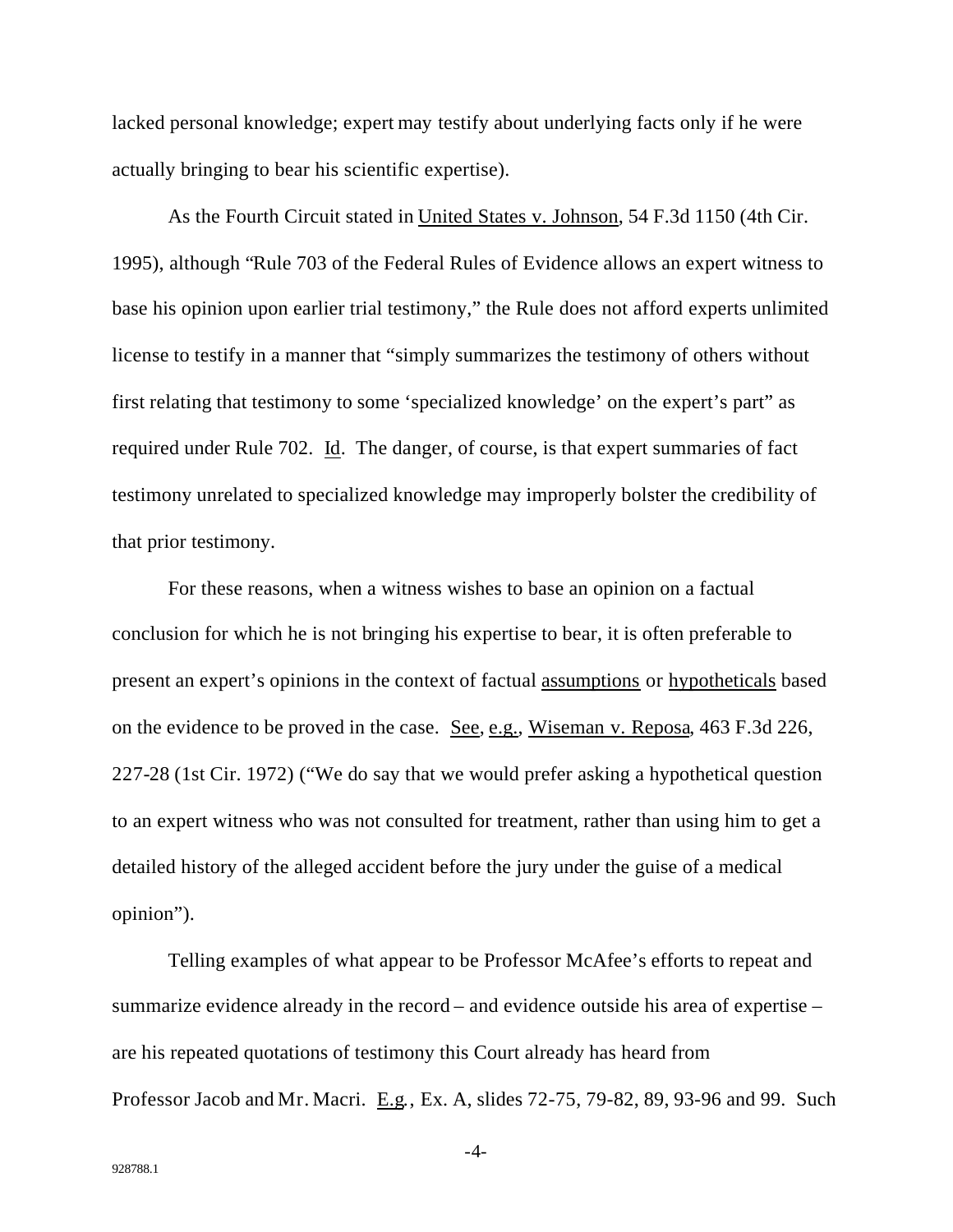lacked personal knowledge; expert may testify about underlying facts only if he were actually bringing to bear his scientific expertise).

As the Fourth Circuit stated in United States v. Johnson, 54 F.3d 1150 (4th Cir. 1995), although "Rule 703 of the Federal Rules of Evidence allows an expert witness to base his opinion upon earlier trial testimony," the Rule does not afford experts unlimited license to testify in a manner that "simply summarizes the testimony of others without first relating that testimony to some 'specialized knowledge' on the expert's part" as required under Rule 702. Id. The danger, of course, is that expert summaries of fact testimony unrelated to specialized knowledge may improperly bolster the credibility of that prior testimony.

For these reasons, when a witness wishes to base an opinion on a factual conclusion for which he is not bringing his expertise to bear, it is often preferable to present an expert's opinions in the context of factual assumptions or hypotheticals based on the evidence to be proved in the case. See, e.g., Wiseman v. Reposa, 463 F.3d 226, 227-28 (1st Cir. 1972) ("We do say that we would prefer asking a hypothetical question to an expert witness who was not consulted for treatment, rather than using him to get a detailed history of the alleged accident before the jury under the guise of a medical opinion").

Telling examples of what appear to be Professor McAfee's efforts to repeat and summarize evidence already in the record – and evidence outside his area of expertise – are his repeated quotations of testimony this Court already has heard from Professor Jacob and Mr. Macri. E.g., Ex. A, slides 72-75, 79-82, 89, 93-96 and 99. Such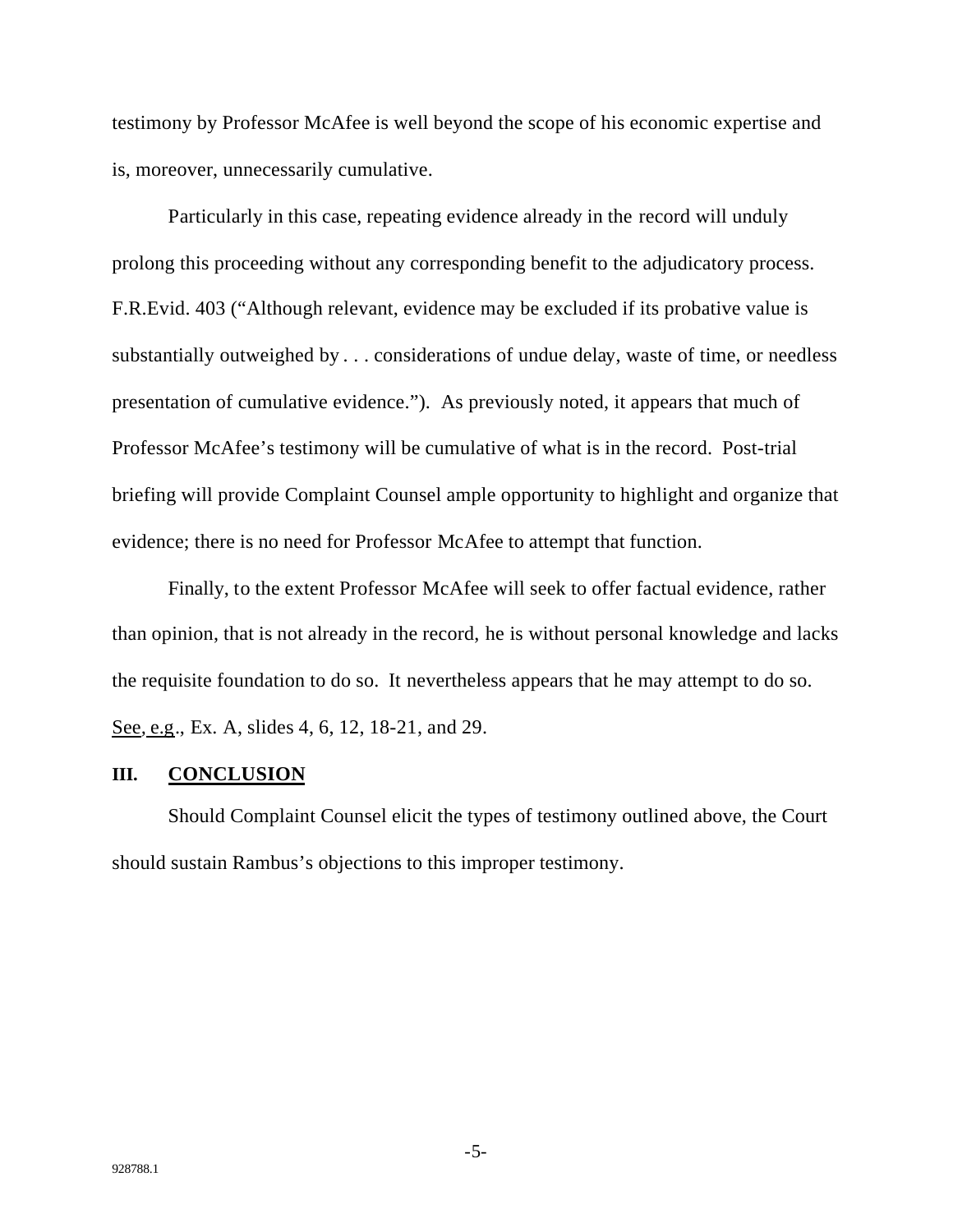testimony by Professor McAfee is well beyond the scope of his economic expertise and is, moreover, unnecessarily cumulative.

Particularly in this case, repeating evidence already in the record will unduly prolong this proceeding without any corresponding benefit to the adjudicatory process. F.R.Evid. 403 ("Although relevant, evidence may be excluded if its probative value is substantially outweighed by . . . considerations of undue delay, waste of time, or needless presentation of cumulative evidence."). As previously noted, it appears that much of Professor McAfee's testimony will be cumulative of what is in the record. Post-trial briefing will provide Complaint Counsel ample opportunity to highlight and organize that evidence; there is no need for Professor McAfee to attempt that function.

Finally, to the extent Professor McAfee will seek to offer factual evidence, rather than opinion, that is not already in the record, he is without personal knowledge and lacks the requisite foundation to do so. It nevertheless appears that he may attempt to do so. See, e.g., Ex. A, slides 4, 6, 12, 18-21, and 29.

## III. CONCLUSION

Should Complaint Counsel elicit the types of testimony outlined above, the Court should sustain Rambus's objections to this improper testimony.

928788.1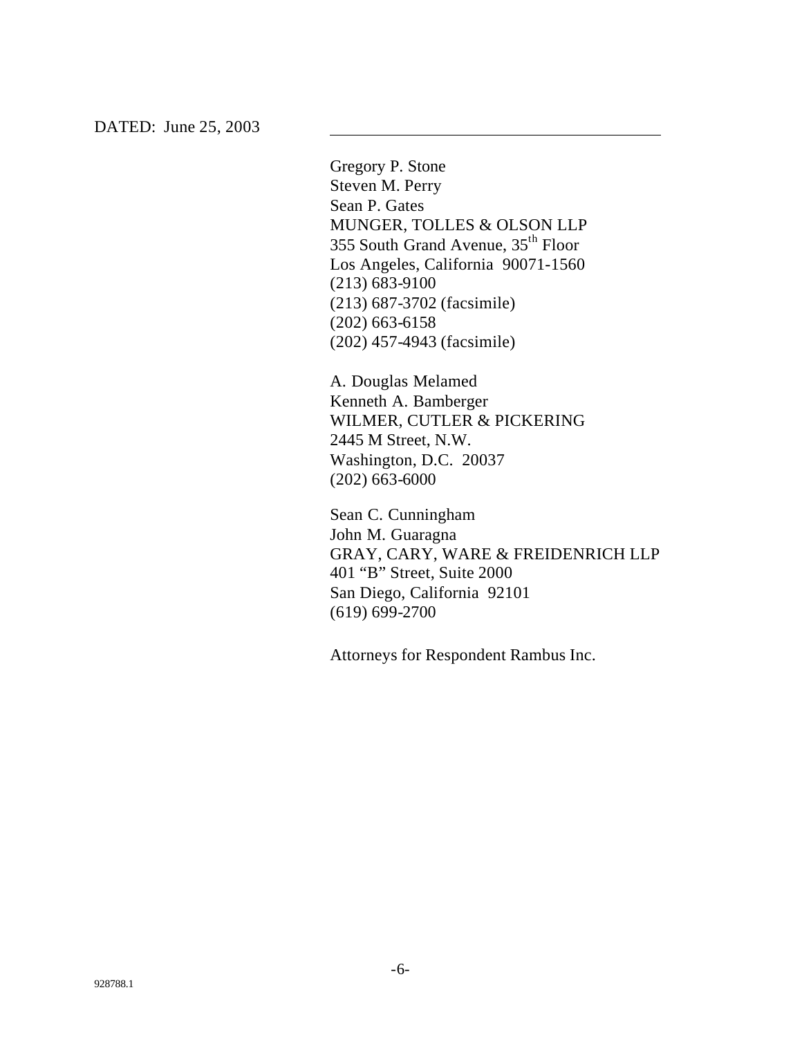DATED: June 25, 2003

\_\_\_\_\_\_\_\_\_\_\_\_\_\_\_\_\_\_\_\_\_\_\_\_\_\_\_\_\_\_\_\_\_\_\_\_\_\_\_\_

Gregory P. Stone
Steven M. Perry
Sean P. Gates
MUNGER, TOLLES & OLSON LLP
355 South Grand Avenue, 35th Floor
Los Angeles, California 90071-1560
(213) 683-9100
(213) 687-3702 (facsimile)
(202) 663-6158
(202) 457-4943 (facsimile)

A. Douglas Melamed
Kenneth A. Bamberger
WILMER, CUTLER & PICKERING
2445 M Street, N.W.
Washington, D.C. 20037
(202) 663-6000

Sean C. Cunningham
John M. Guaragna
GRAY, CARY, WARE & FREIDENRICH LLP
401 "B" Street, Suite 2000
San Diego, California 92101
(619) 699-2700

Attorneys for Respondent Rambus Inc.

928788.1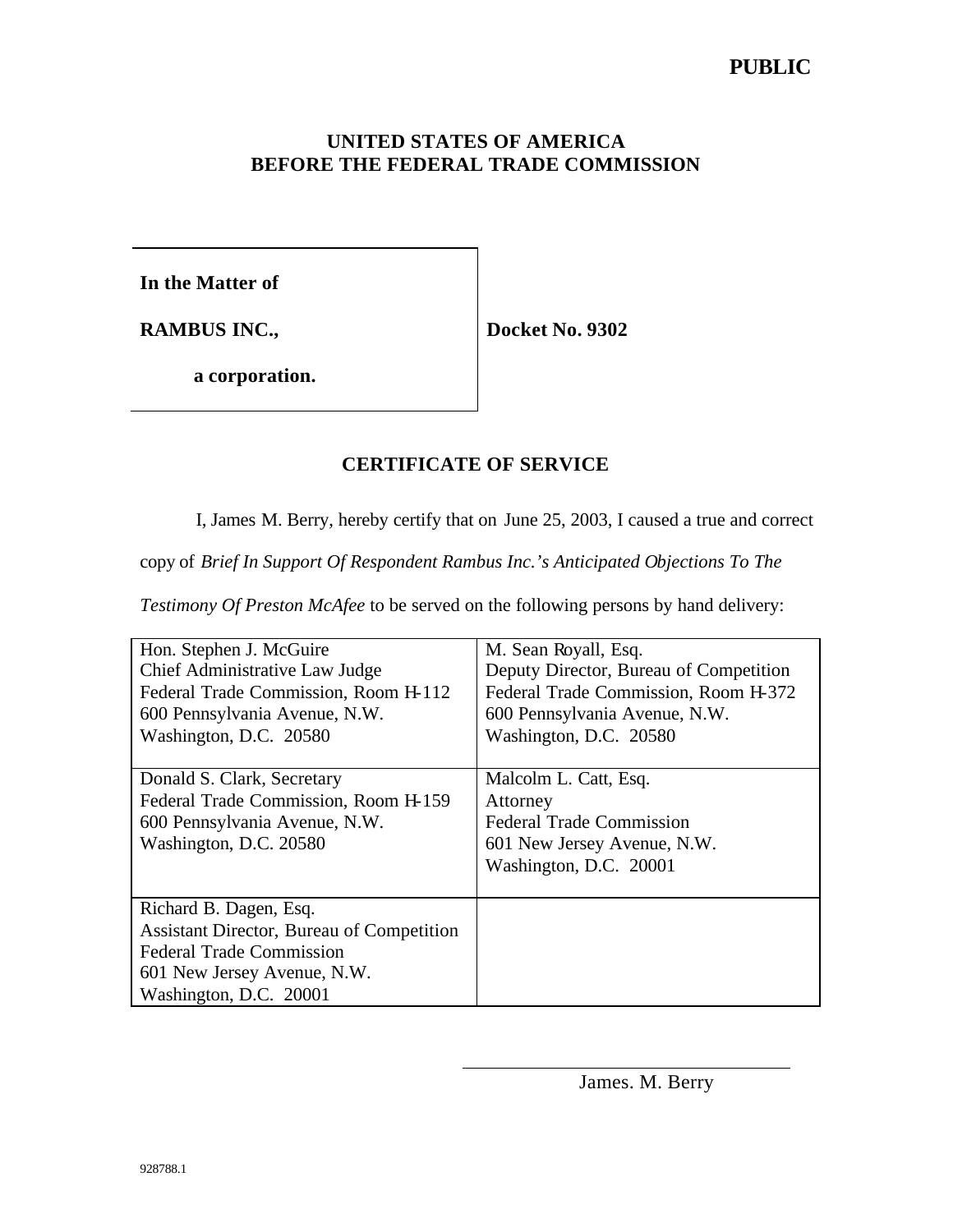**PUBLIC**

**UNITED STATES OF AMERICA**
**BEFORE THE FEDERAL TRADE COMMISSION**

| | |
|---|---|
| **In the Matter of**<br><br>**RAMBUS INC.,**<br><br>**a corporation.** | **Docket No. 9302** |

## CERTIFICATE OF SERVICE

I, James M. Berry, hereby certify that on June 25, 2003, I caused a true and correct copy of *Brief In Support Of Respondent Rambus Inc.'s Anticipated Objections To The Testimony Of Preston McAfee* to be served on the following persons by hand delivery:

| | |
|---|---|
| Hon. Stephen J. McGuire<br>Chief Administrative Law Judge<br>Federal Trade Commission, Room H-112<br>600 Pennsylvania Avenue, N.W.<br>Washington, D.C. 20580 | M. Sean Royall, Esq.<br>Deputy Director, Bureau of Competition<br>Federal Trade Commission, Room H-372<br>600 Pennsylvania Avenue, N.W.<br>Washington, D.C. 20580 |
| Donald S. Clark, Secretary<br>Federal Trade Commission, Room H-159<br>600 Pennsylvania Avenue, N.W.<br>Washington, D.C. 20580 | Malcolm L. Catt, Esq.<br>Attorney<br>Federal Trade Commission<br>601 New Jersey Avenue, N.W.<br>Washington, D.C. 20001 |
| Richard B. Dagen, Esq.<br>Assistant Director, Bureau of Competition<br>Federal Trade Commission<br>601 New Jersey Avenue, N.W.<br>Washington, D.C. 20001 | |

James. M. Berry

928788.1